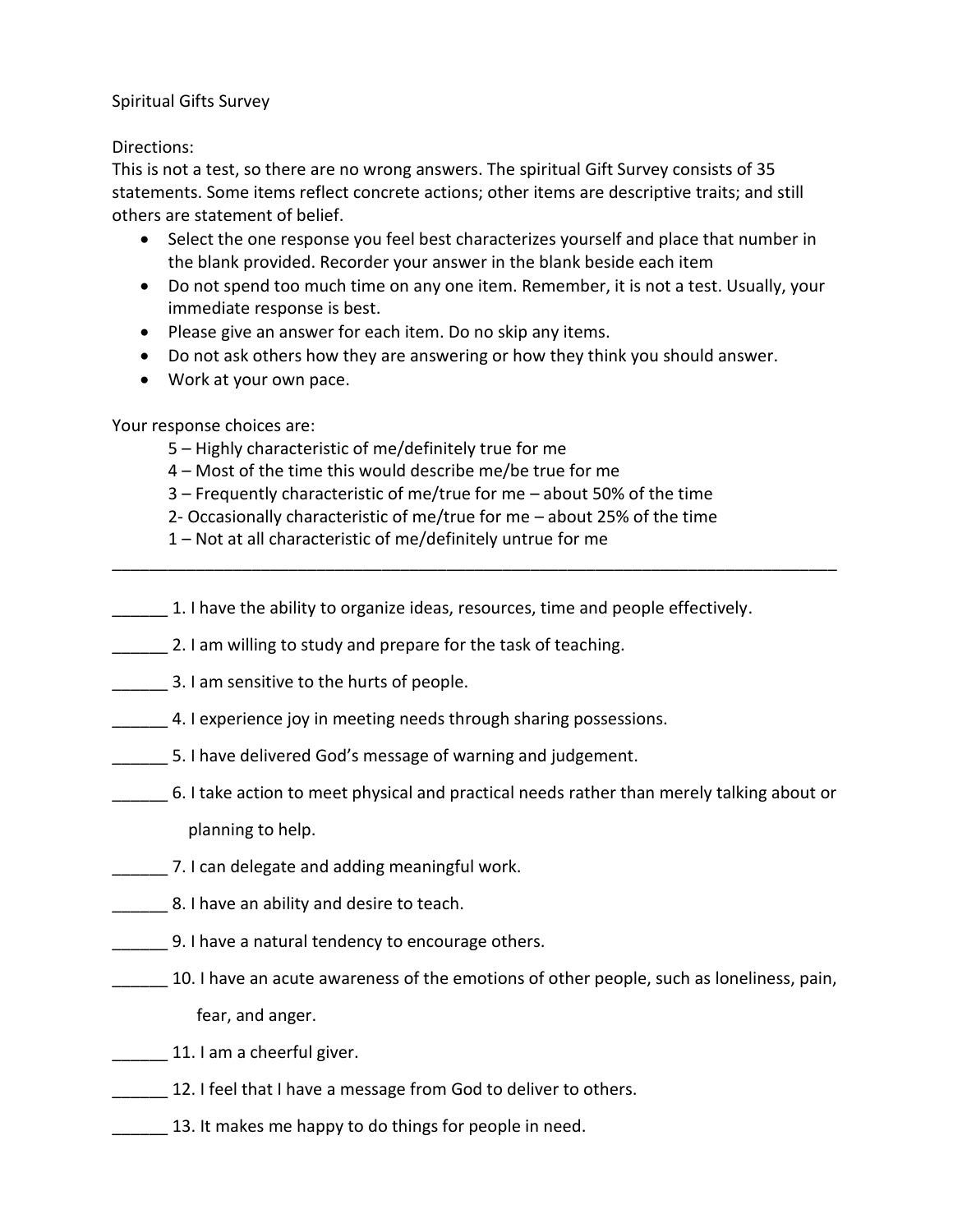Spiritual Gifts Survey

Directions:

This is not a test, so there are no wrong answers. The spiritual Gift Survey consists of 35 statements. Some items reflect concrete actions; other items are descriptive traits; and still others are statement of belief.

- Select the one response you feel best characterizes yourself and place that number in the blank provided. Recorder your answer in the blank beside each item
- Do not spend too much time on any one item. Remember, it is not a test. Usually, your immediate response is best.
- Please give an answer for each item. Do no skip any items.
- Do not ask others how they are answering or how they think you should answer.
- Work at your own pace.

Your response choices are:

5 – Highly characteristic of me/definitely true for me
4 – Most of the time this would describe me/be true for me
3 – Frequently characteristic of me/true for me – about 50% of the time
2- Occasionally characteristic of me/true for me – about 25% of the time
1 – Not at all characteristic of me/definitely untrue for me

---

______ 1. I have the ability to organize ideas, resources, time and people effectively.

______ 2. I am willing to study and prepare for the task of teaching.

______ 3. I am sensitive to the hurts of people.

______ 4. I experience joy in meeting needs through sharing possessions.

______ 5. I have delivered God's message of warning and judgement.

______ 6. I take action to meet physical and practical needs rather than merely talking about or planning to help.

______ 7. I can delegate and adding meaningful work.

______ 8. I have an ability and desire to teach.

______ 9. I have a natural tendency to encourage others.

______ 10. I have an acute awareness of the emotions of other people, such as loneliness, pain, fear, and anger.

______ 11. I am a cheerful giver.

______ 12. I feel that I have a message from God to deliver to others.

______ 13. It makes me happy to do things for people in need.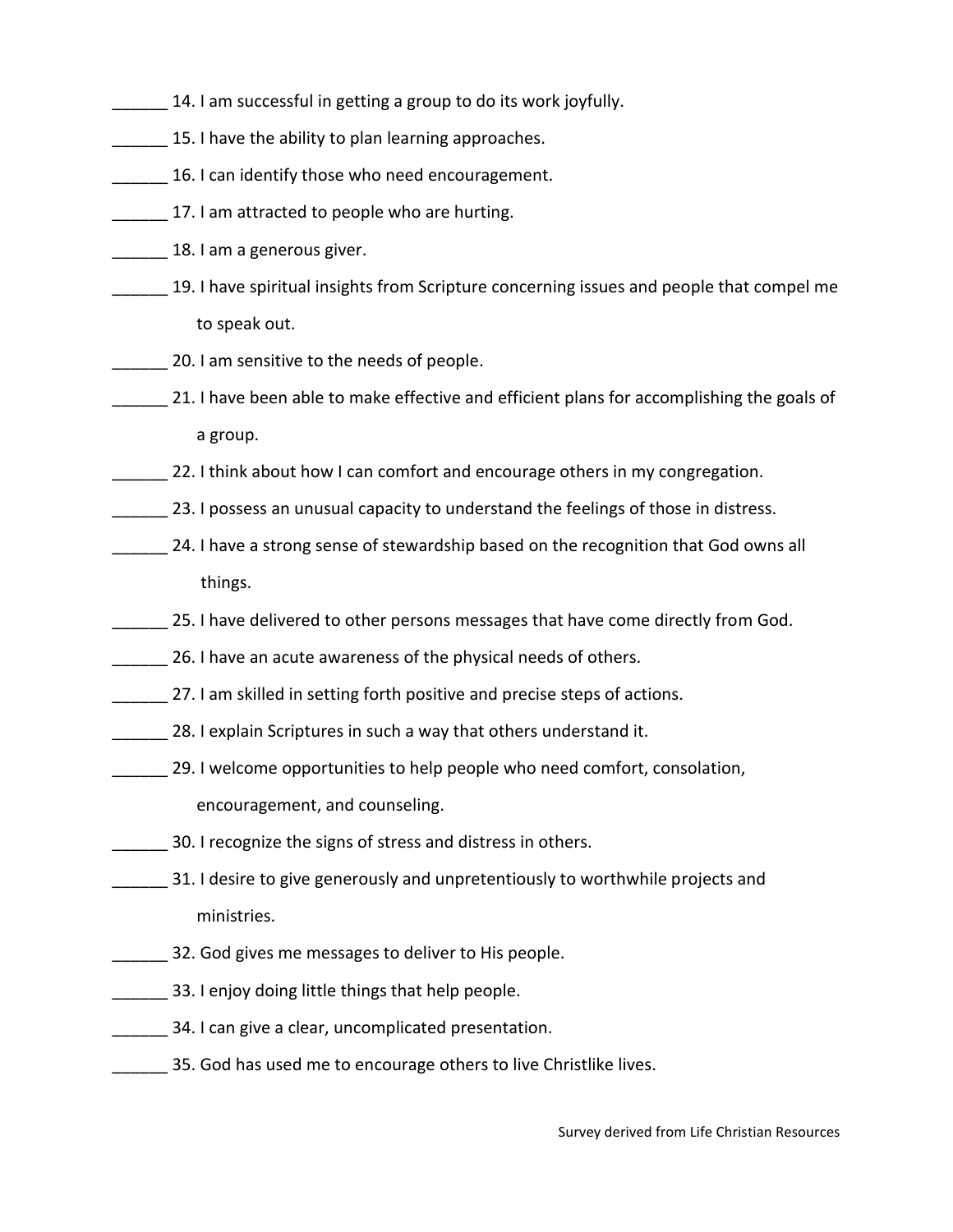______ 14. I am successful in getting a group to do its work joyfully.

______ 15. I have the ability to plan learning approaches.

______ 16. I can identify those who need encouragement.

______ 17. I am attracted to people who are hurting.

______ 18. I am a generous giver.

______ 19. I have spiritual insights from Scripture concerning issues and people that compel me to speak out.

______ 20. I am sensitive to the needs of people.

______ 21. I have been able to make effective and efficient plans for accomplishing the goals of a group.

______ 22. I think about how I can comfort and encourage others in my congregation.

______ 23. I possess an unusual capacity to understand the feelings of those in distress.

______ 24. I have a strong sense of stewardship based on the recognition that God owns all things.

______ 25. I have delivered to other persons messages that have come directly from God.

______ 26. I have an acute awareness of the physical needs of others.

______ 27. I am skilled in setting forth positive and precise steps of actions.

______ 28. I explain Scriptures in such a way that others understand it.

______ 29. I welcome opportunities to help people who need comfort, consolation, encouragement, and counseling.

______ 30. I recognize the signs of stress and distress in others.

______ 31. I desire to give generously and unpretentiously to worthwhile projects and ministries.

______ 32. God gives me messages to deliver to His people.

______ 33. I enjoy doing little things that help people.

______ 34. I can give a clear, uncomplicated presentation.

______ 35. God has used me to encourage others to live Christlike lives.

Survey derived from Life Christian Resources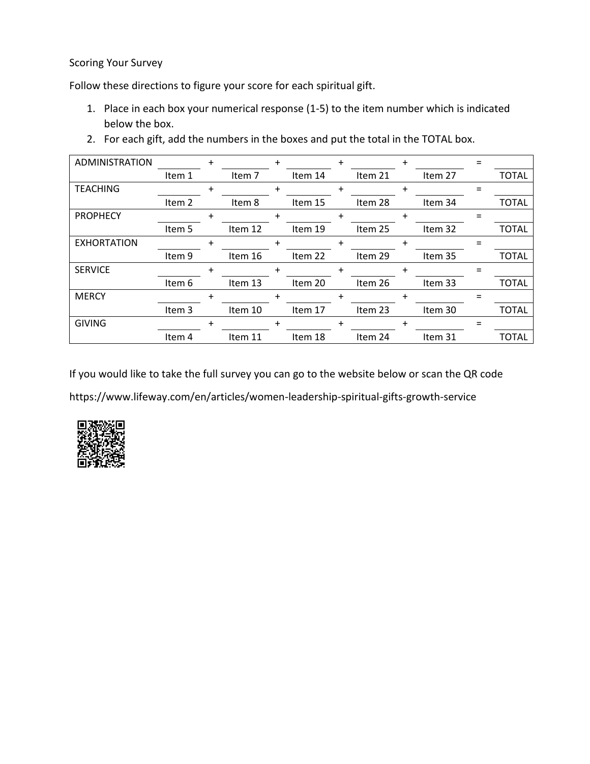Scoring Your Survey

Follow these directions to figure your score for each spiritual gift.

1. Place in each box your numerical response (1-5) to the item number which is indicated below the box.
2. For each gift, add the numbers in the boxes and put the total in the TOTAL box.

| | | | | | | | | | | | |
|---|---|---|---|---|---|---|---|---|---|---|---|
| ADMINISTRATION | | + | | + | | + | | + | | = | |
| | Item 1 | | Item 7 | | Item 14 | | Item 21 | | Item 27 | | TOTAL |
| TEACHING | | + | | + | | + | | + | | = | |
| | Item 2 | | Item 8 | | Item 15 | | Item 28 | | Item 34 | | TOTAL |
| PROPHECY | | + | | + | | + | | + | | = | |
| | Item 5 | | Item 12 | | Item 19 | | Item 25 | | Item 32 | | TOTAL |
| EXHORTATION | | + | | + | | + | | + | | = | |
| | Item 9 | | Item 16 | | Item 22 | | Item 29 | | Item 35 | | TOTAL |
| SERVICE | | + | | + | | + | | + | | = | |
| | Item 6 | | Item 13 | | Item 20 | | Item 26 | | Item 33 | | TOTAL |
| MERCY | | + | | + | | + | | + | | = | |
| | Item 3 | | Item 10 | | Item 17 | | Item 23 | | Item 30 | | TOTAL |
| GIVING | | + | | + | | + | | + | | = | |
| | Item 4 | | Item 11 | | Item 18 | | Item 24 | | Item 31 | | TOTAL |

If you would like to take the full survey you can go to the website below or scan the QR code

https://www.lifeway.com/en/articles/women-leadership-spiritual-gifts-growth-service